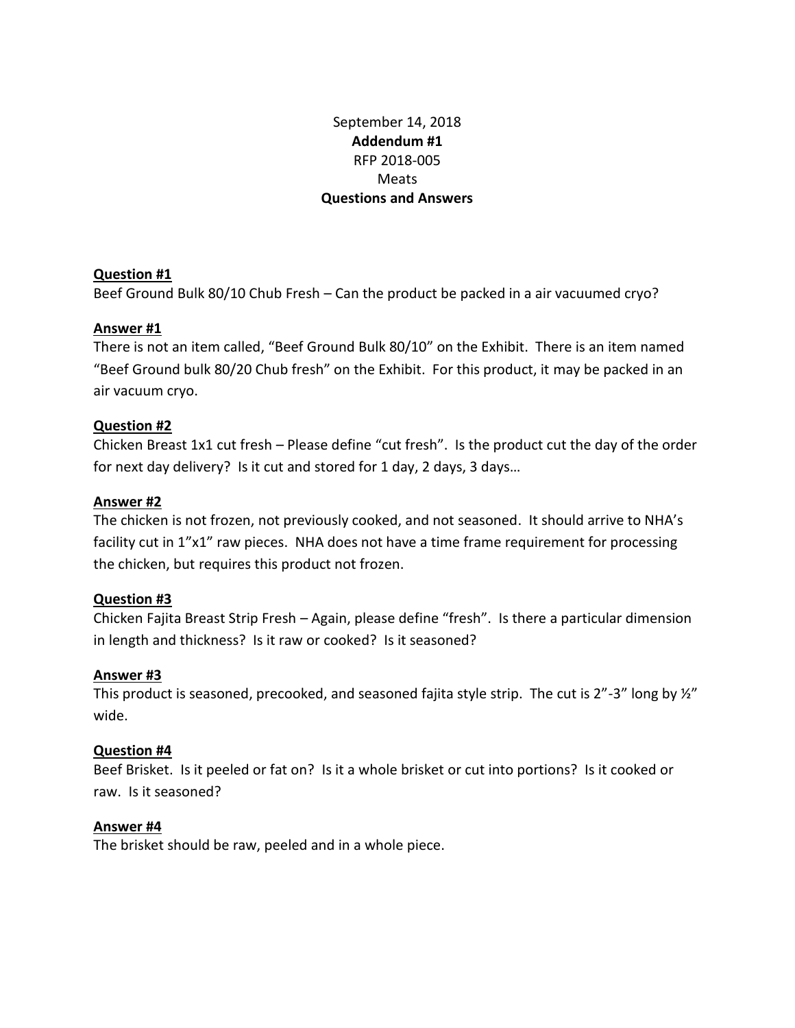September 14, 2018

**Addendum #1**

RFP 2018-005

Meats

**Questions and Answers**

**Question #1**

Beef Ground Bulk 80/10 Chub Fresh – Can the product be packed in a air vacuumed cryo?

**Answer #1**

There is not an item called, "Beef Ground Bulk 80/10" on the Exhibit. There is an item named "Beef Ground bulk 80/20 Chub fresh" on the Exhibit. For this product, it may be packed in an air vacuum cryo.

**Question #2**

Chicken Breast 1x1 cut fresh – Please define "cut fresh". Is the product cut the day of the order for next day delivery? Is it cut and stored for 1 day, 2 days, 3 days…

**Answer #2**

The chicken is not frozen, not previously cooked, and not seasoned. It should arrive to NHA's facility cut in 1"x1" raw pieces. NHA does not have a time frame requirement for processing the chicken, but requires this product not frozen.

**Question #3**

Chicken Fajita Breast Strip Fresh – Again, please define "fresh". Is there a particular dimension in length and thickness? Is it raw or cooked? Is it seasoned?

**Answer #3**

This product is seasoned, precooked, and seasoned fajita style strip. The cut is 2"-3" long by ½" wide.

**Question #4**

Beef Brisket. Is it peeled or fat on? Is it a whole brisket or cut into portions? Is it cooked or raw. Is it seasoned?

**Answer #4**

The brisket should be raw, peeled and in a whole piece.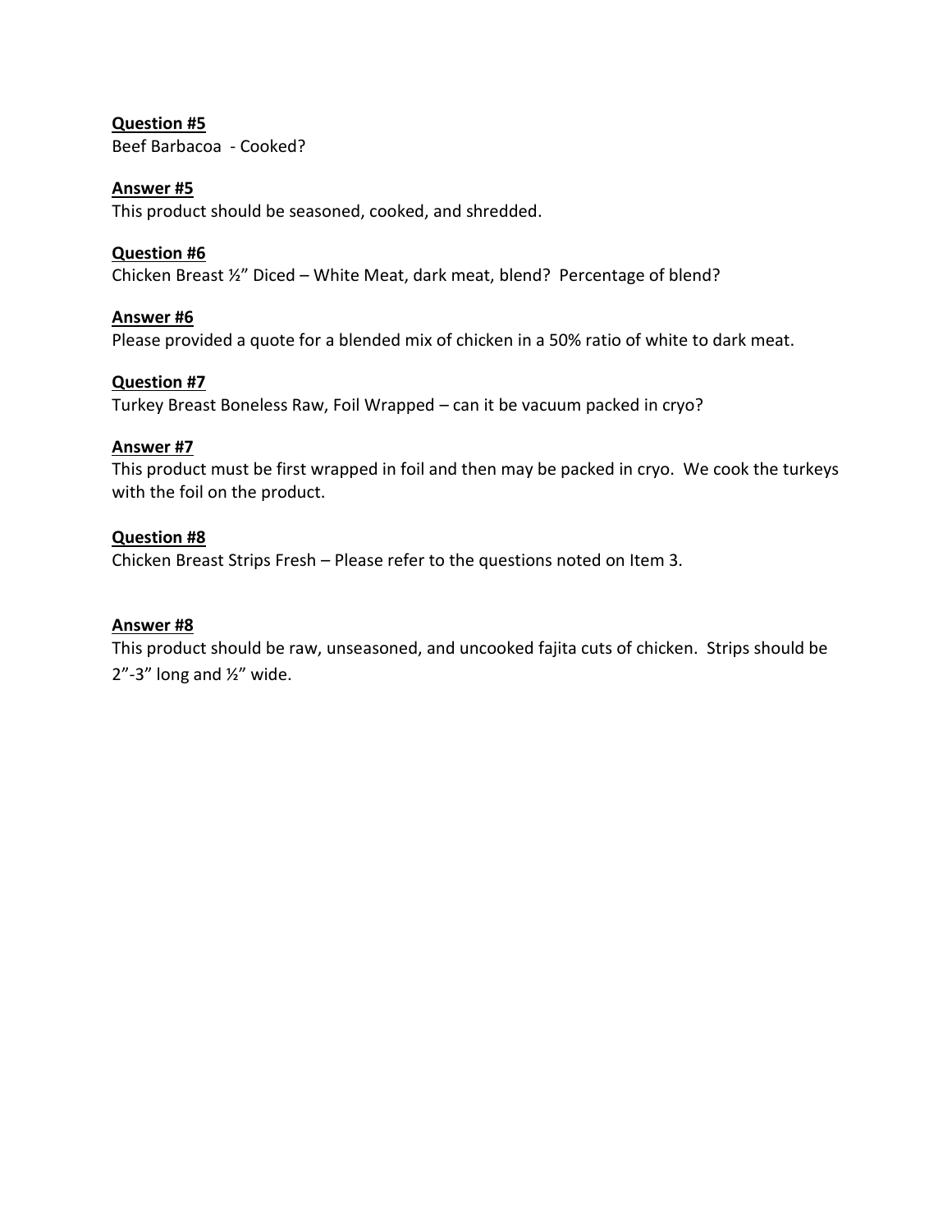**Question #5**

Beef Barbacoa - Cooked?

**Answer #5**

This product should be seasoned, cooked, and shredded.

**Question #6**

Chicken Breast ½" Diced – White Meat, dark meat, blend? Percentage of blend?

**Answer #6**

Please provided a quote for a blended mix of chicken in a 50% ratio of white to dark meat.

**Question #7**

Turkey Breast Boneless Raw, Foil Wrapped – can it be vacuum packed in cryo?

**Answer #7**

This product must be first wrapped in foil and then may be packed in cryo. We cook the turkeys with the foil on the product.

**Question #8**

Chicken Breast Strips Fresh – Please refer to the questions noted on Item 3.

**Answer #8**

This product should be raw, unseasoned, and uncooked fajita cuts of chicken. Strips should be 2"-3" long and ½" wide.